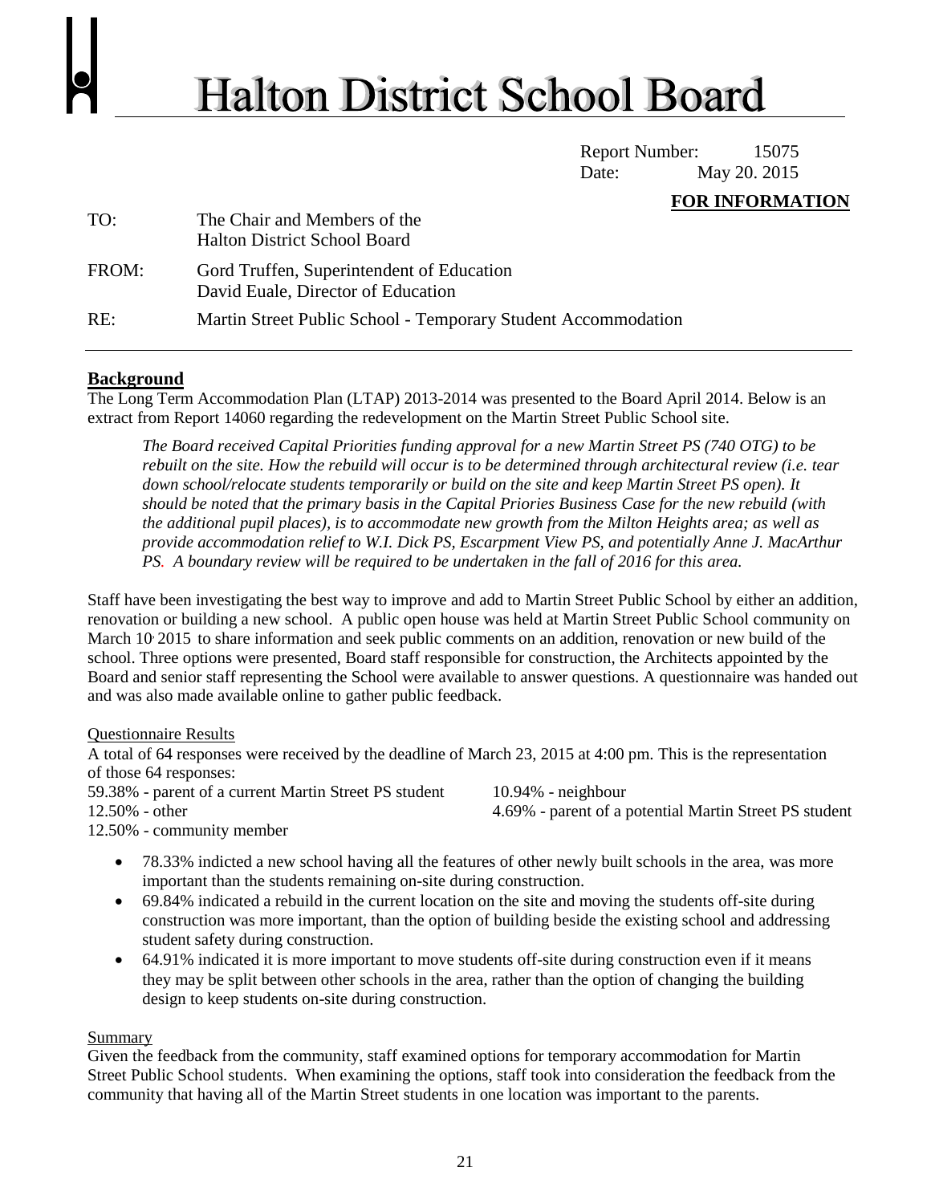# Halton District School Board

Report Number: 15075
Date: May 20. 2015

**FOR INFORMATION**

TO: The Chair and Members of the Halton District School Board

FROM: Gord Truffen, Superintendent of Education
David Euale, Director of Education

RE: Martin Street Public School - Temporary Student Accommodation

## Background

The Long Term Accommodation Plan (LTAP) 2013-2014 was presented to the Board April 2014. Below is an extract from Report 14060 regarding the redevelopment on the Martin Street Public School site.

> *The Board received Capital Priorities funding approval for a new Martin Street PS (740 OTG) to be rebuilt on the site. How the rebuild will occur is to be determined through architectural review (i.e. tear down school/relocate students temporarily or build on the site and keep Martin Street PS open). It should be noted that the primary basis in the Capital Priories Business Case for the new rebuild (with the additional pupil places), is to accommodate new growth from the Milton Heights area; as well as provide accommodation relief to W.I. Dick PS, Escarpment View PS, and potentially Anne J. MacArthur PS. A boundary review will be required to be undertaken in the fall of 2016 for this area.*

Staff have been investigating the best way to improve and add to Martin Street Public School by either an addition, renovation or building a new school. A public open house was held at Martin Street Public School community on March 10, 2015 to share information and seek public comments on an addition, renovation or new build of the school. Three options were presented, Board staff responsible for construction, the Architects appointed by the Board and senior staff representing the School were available to answer questions. A questionnaire was handed out and was also made available online to gather public feedback.

Questionnaire Results

A total of 64 responses were received by the deadline of March 23, 2015 at 4:00 pm. This is the representation of those 64 responses:

59.38% - parent of a current Martin Street PS student
10.94% - neighbour
12.50% - other
4.69% - parent of a potential Martin Street PS student
12.50% - community member

- 78.33% indicted a new school having all the features of other newly built schools in the area, was more important than the students remaining on-site during construction.
- 69.84% indicated a rebuild in the current location on the site and moving the students off-site during construction was more important, than the option of building beside the existing school and addressing student safety during construction.
- 64.91% indicated it is more important to move students off-site during construction even if it means they may be split between other schools in the area, rather than the option of changing the building design to keep students on-site during construction.

Summary

Given the feedback from the community, staff examined options for temporary accommodation for Martin Street Public School students. When examining the options, staff took into consideration the feedback from the community that having all of the Martin Street students in one location was important to the parents.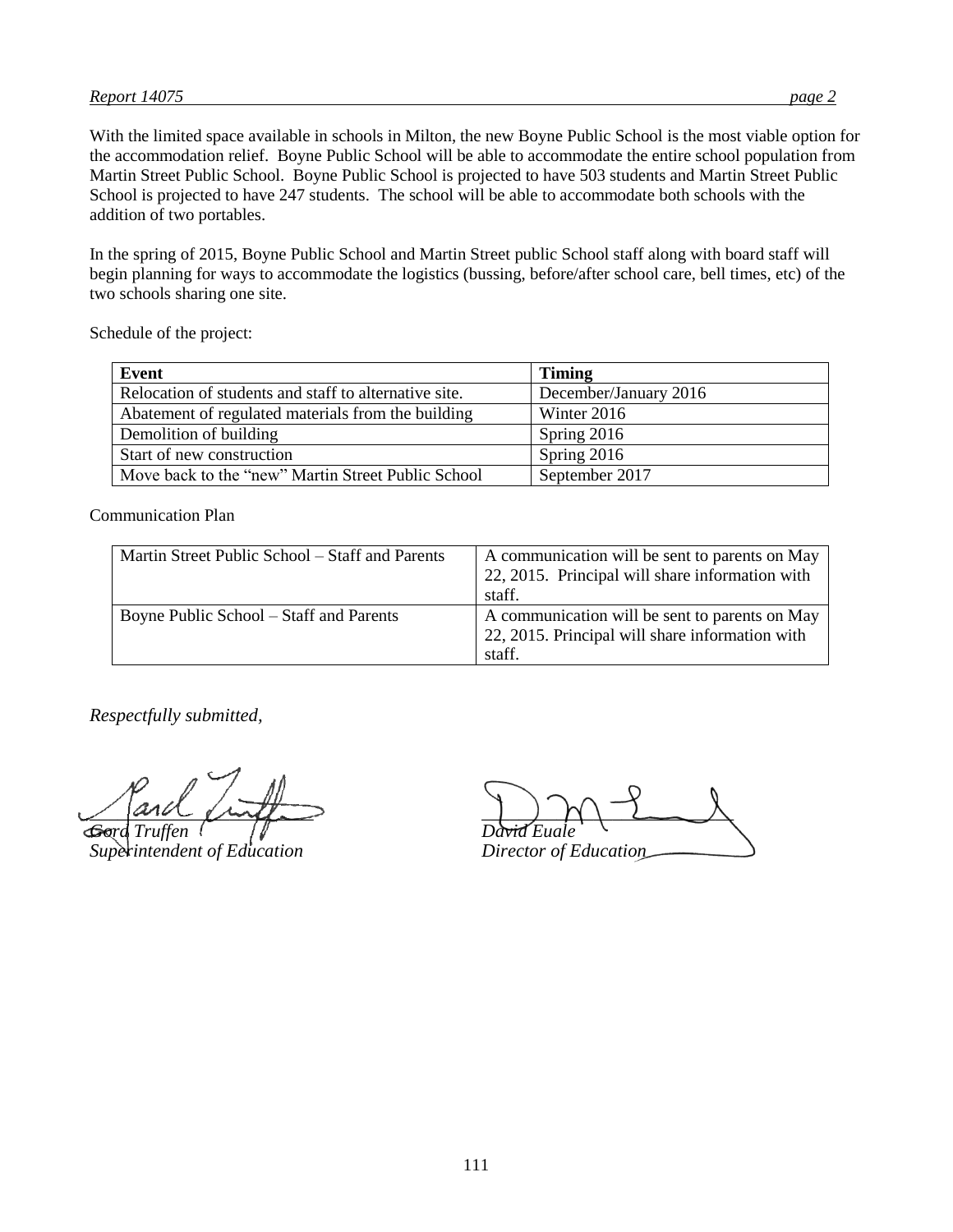With the limited space available in schools in Milton, the new Boyne Public School is the most viable option for the accommodation relief. Boyne Public School will be able to accommodate the entire school population from Martin Street Public School. Boyne Public School is projected to have 503 students and Martin Street Public School is projected to have 247 students. The school will be able to accommodate both schools with the addition of two portables.

In the spring of 2015, Boyne Public School and Martin Street public School staff along with board staff will begin planning for ways to accommodate the logistics (bussing, before/after school care, bell times, etc) of the two schools sharing one site.

Schedule of the project:

| Event | Timing |
|---|---|
| Relocation of students and staff to alternative site. | December/January 2016 |
| Abatement of regulated materials from the building | Winter 2016 |
| Demolition of building | Spring 2016 |
| Start of new construction | Spring 2016 |
| Move back to the "new" Martin Street Public School | September 2017 |

Communication Plan

| | |
|---|---|
| Martin Street Public School – Staff and Parents | A communication will be sent to parents on May 22, 2015. Principal will share information with staff. |
| Boyne Public School – Staff and Parents | A communication will be sent to parents on May 22, 2015. Principal will share information with staff. |

*Respectfully submitted,*

*Gord Truffen*
*Superintendent of Education*

*David Euale*
*Director of Education*